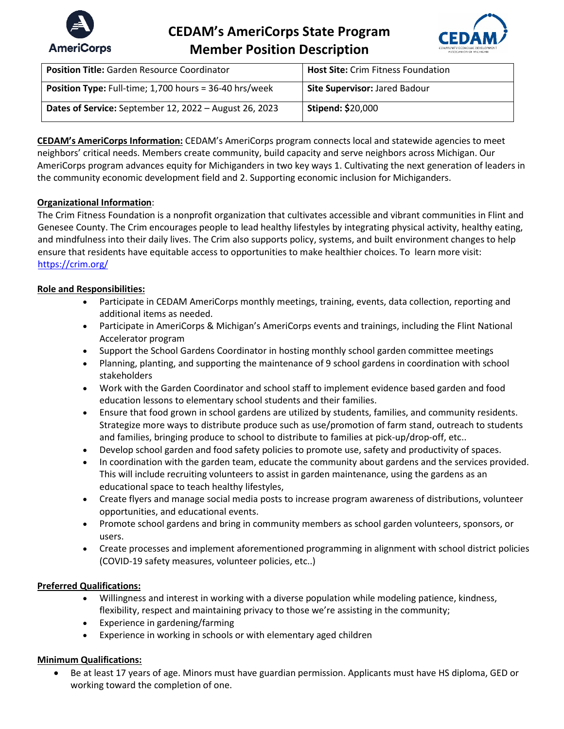# CEDAM's AmeriCorps State Program Member Position Description

| **Position Title:** Garden Resource Coordinator | **Host Site:** Crim Fitness Foundation |
|---|---|
| **Position Type:** Full-time; 1,700 hours = 36-40 hrs/week | **Site Supervisor:** Jared Badour |
| **Dates of Service:** September 12, 2022 – August 26, 2023 | **Stipend:** $20,000 |

**CEDAM's AmeriCorps Information:** CEDAM's AmeriCorps program connects local and statewide agencies to meet neighbors' critical needs. Members create community, build capacity and serve neighbors across Michigan. Our AmeriCorps program advances equity for Michiganders in two key ways 1. Cultivating the next generation of leaders in the community economic development field and 2. Supporting economic inclusion for Michiganders.

**Organizational Information**:
The Crim Fitness Foundation is a nonprofit organization that cultivates accessible and vibrant communities in Flint and Genesee County. The Crim encourages people to lead healthy lifestyles by integrating physical activity, healthy eating, and mindfulness into their daily lives. The Crim also supports policy, systems, and built environment changes to help ensure that residents have equitable access to opportunities to make healthier choices. To learn more visit: https://crim.org/

**Role and Responsibilities:**

- Participate in CEDAM AmeriCorps monthly meetings, training, events, data collection, reporting and additional items as needed.
- Participate in AmeriCorps & Michigan's AmeriCorps events and trainings, including the Flint National Accelerator program
- Support the School Gardens Coordinator in hosting monthly school garden committee meetings
- Planning, planting, and supporting the maintenance of 9 school gardens in coordination with school stakeholders
- Work with the Garden Coordinator and school staff to implement evidence based garden and food education lessons to elementary school students and their families.
- Ensure that food grown in school gardens are utilized by students, families, and community residents. Strategize more ways to distribute produce such as use/promotion of farm stand, outreach to students and families, bringing produce to school to distribute to families at pick-up/drop-off, etc..
- Develop school garden and food safety policies to promote use, safety and productivity of spaces.
- In coordination with the garden team, educate the community about gardens and the services provided. This will include recruiting volunteers to assist in garden maintenance, using the gardens as an educational space to teach healthy lifestyles,
- Create flyers and manage social media posts to increase program awareness of distributions, volunteer opportunities, and educational events.
- Promote school gardens and bring in community members as school garden volunteers, sponsors, or users.
- Create processes and implement aforementioned programming in alignment with school district policies (COVID-19 safety measures, volunteer policies, etc..)

**Preferred Qualifications:**

- Willingness and interest in working with a diverse population while modeling patience, kindness, flexibility, respect and maintaining privacy to those we're assisting in the community;
- Experience in gardening/farming
- Experience in working in schools or with elementary aged children

**Minimum Qualifications:**

- Be at least 17 years of age. Minors must have guardian permission. Applicants must have HS diploma, GED or working toward the completion of one.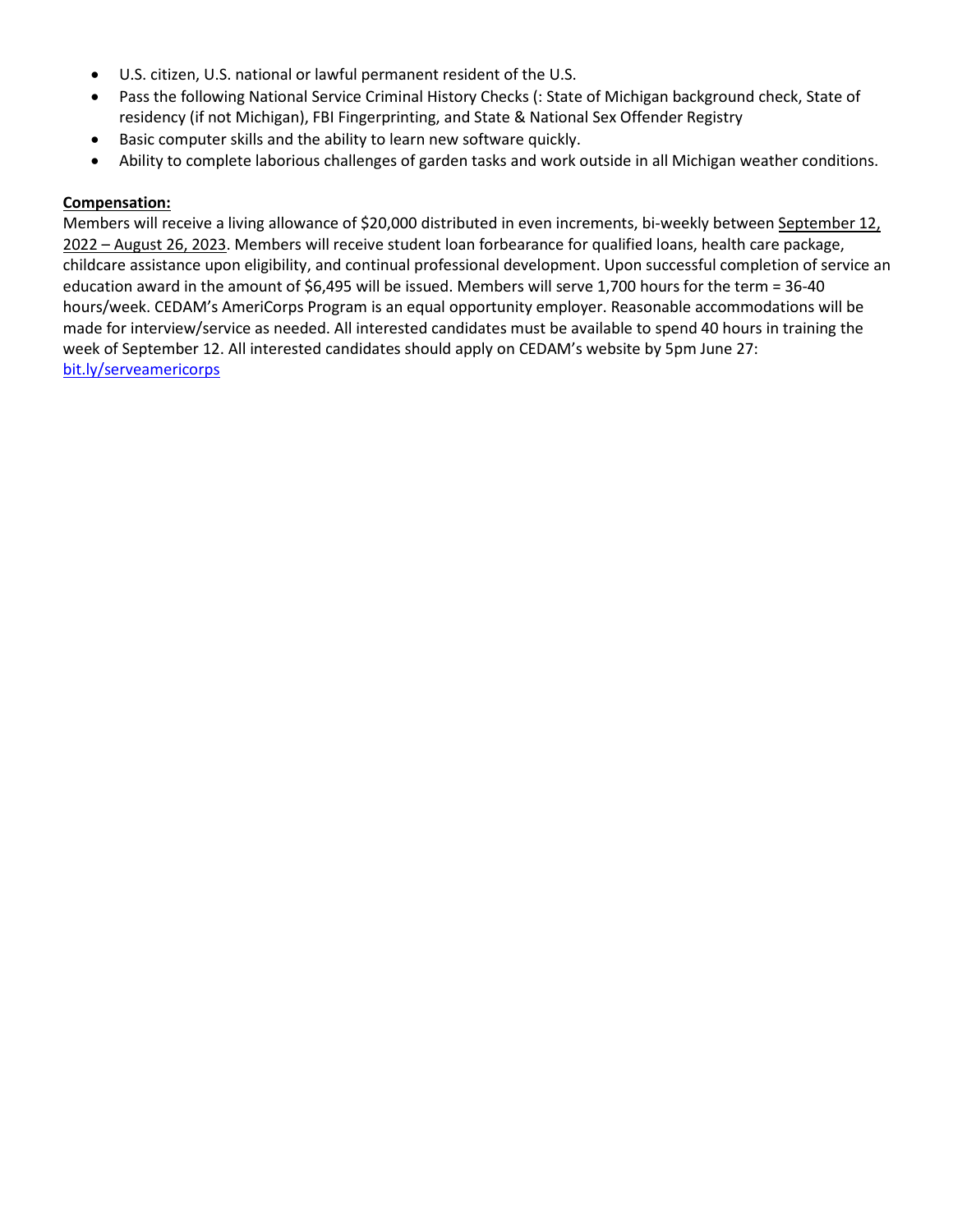- U.S. citizen, U.S. national or lawful permanent resident of the U.S.
- Pass the following National Service Criminal History Checks (: State of Michigan background check, State of residency (if not Michigan), FBI Fingerprinting, and State & National Sex Offender Registry
- Basic computer skills and the ability to learn new software quickly.
- Ability to complete laborious challenges of garden tasks and work outside in all Michigan weather conditions.

**Compensation:**

Members will receive a living allowance of $20,000 distributed in even increments, bi-weekly between September 12, 2022 – August 26, 2023. Members will receive student loan forbearance for qualified loans, health care package, childcare assistance upon eligibility, and continual professional development. Upon successful completion of service an education award in the amount of $6,495 will be issued. Members will serve 1,700 hours for the term = 36-40 hours/week. CEDAM's AmeriCorps Program is an equal opportunity employer. Reasonable accommodations will be made for interview/service as needed. All interested candidates must be available to spend 40 hours in training the week of September 12. All interested candidates should apply on CEDAM's website by 5pm June 27: [bit.ly/serveamericorps](bit.ly/serveamericorps)